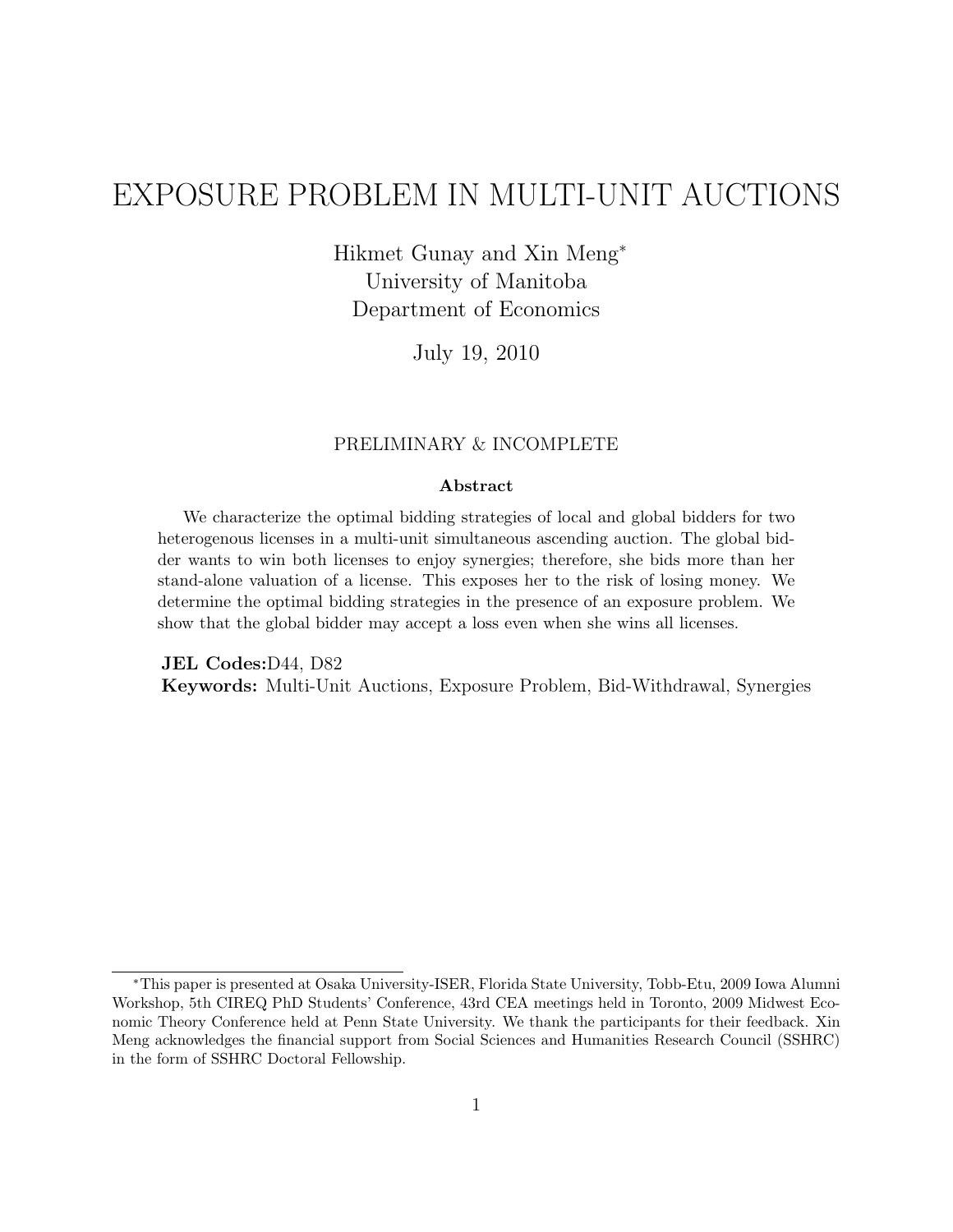# EXPOSURE PROBLEM IN MULTI-UNIT AUCTIONS

Hikmet Gunay and Xin Meng*
University of Manitoba
Department of Economics

July 19, 2010

PRELIMINARY & INCOMPLETE

**Abstract**

We characterize the optimal bidding strategies of local and global bidders for two heterogenous licenses in a multi-unit simultaneous ascending auction. The global bidder wants to win both licenses to enjoy synergies; therefore, she bids more than her stand-alone valuation of a license. This exposes her to the risk of losing money. We determine the optimal bidding strategies in the presence of an exposure problem. We show that the global bidder may accept a loss even when she wins all licenses.

**JEL Codes:** D44, D82
**Keywords:** Multi-Unit Auctions, Exposure Problem, Bid-Withdrawal, Synergies

---

*This paper is presented at Osaka University-ISER, Florida State University, Tobb-Etu, 2009 Iowa Alumni Workshop, 5th CIREQ PhD Students' Conference, 43rd CEA meetings held in Toronto, 2009 Midwest Economic Theory Conference held at Penn State University. We thank the participants for their feedback. Xin Meng acknowledges the financial support from Social Sciences and Humanities Research Council (SSHRC) in the form of SSHRC Doctoral Fellowship.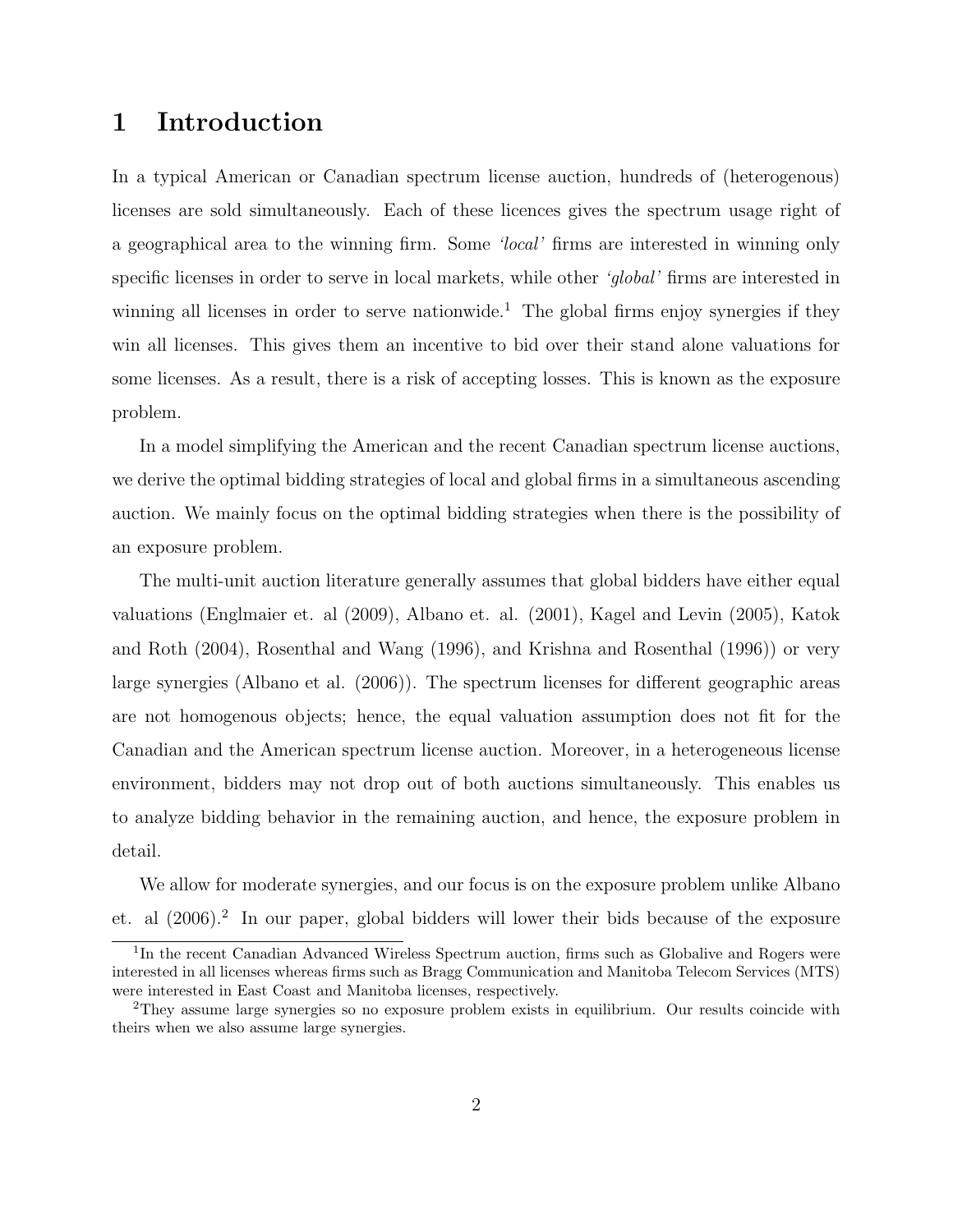# 1 Introduction

In a typical American or Canadian spectrum license auction, hundreds of (heterogenous) licenses are sold simultaneously. Each of these licences gives the spectrum usage right of a geographical area to the winning firm. Some *'local'* firms are interested in winning only specific licenses in order to serve in local markets, while other *'global'* firms are interested in winning all licenses in order to serve nationwide.[1] The global firms enjoy synergies if they win all licenses. This gives them an incentive to bid over their stand alone valuations for some licenses. As a result, there is a risk of accepting losses. This is known as the exposure problem.

In a model simplifying the American and the recent Canadian spectrum license auctions, we derive the optimal bidding strategies of local and global firms in a simultaneous ascending auction. We mainly focus on the optimal bidding strategies when there is the possibility of an exposure problem.

The multi-unit auction literature generally assumes that global bidders have either equal valuations (Englmaier et. al (2009), Albano et. al. (2001), Kagel and Levin (2005), Katok and Roth (2004), Rosenthal and Wang (1996), and Krishna and Rosenthal (1996)) or very large synergies (Albano et al. (2006)). The spectrum licenses for different geographic areas are not homogenous objects; hence, the equal valuation assumption does not fit for the Canadian and the American spectrum license auction. Moreover, in a heterogeneous license environment, bidders may not drop out of both auctions simultaneously. This enables us to analyze bidding behavior in the remaining auction, and hence, the exposure problem in detail.

We allow for moderate synergies, and our focus is on the exposure problem unlike Albano et. al (2006).[2] In our paper, global bidders will lower their bids because of the exposure

[1] In the recent Canadian Advanced Wireless Spectrum auction, firms such as Globalive and Rogers were interested in all licenses whereas firms such as Bragg Communication and Manitoba Telecom Services (MTS) were interested in East Coast and Manitoba licenses, respectively.

[2] They assume large synergies so no exposure problem exists in equilibrium. Our results coincide with theirs when we also assume large synergies.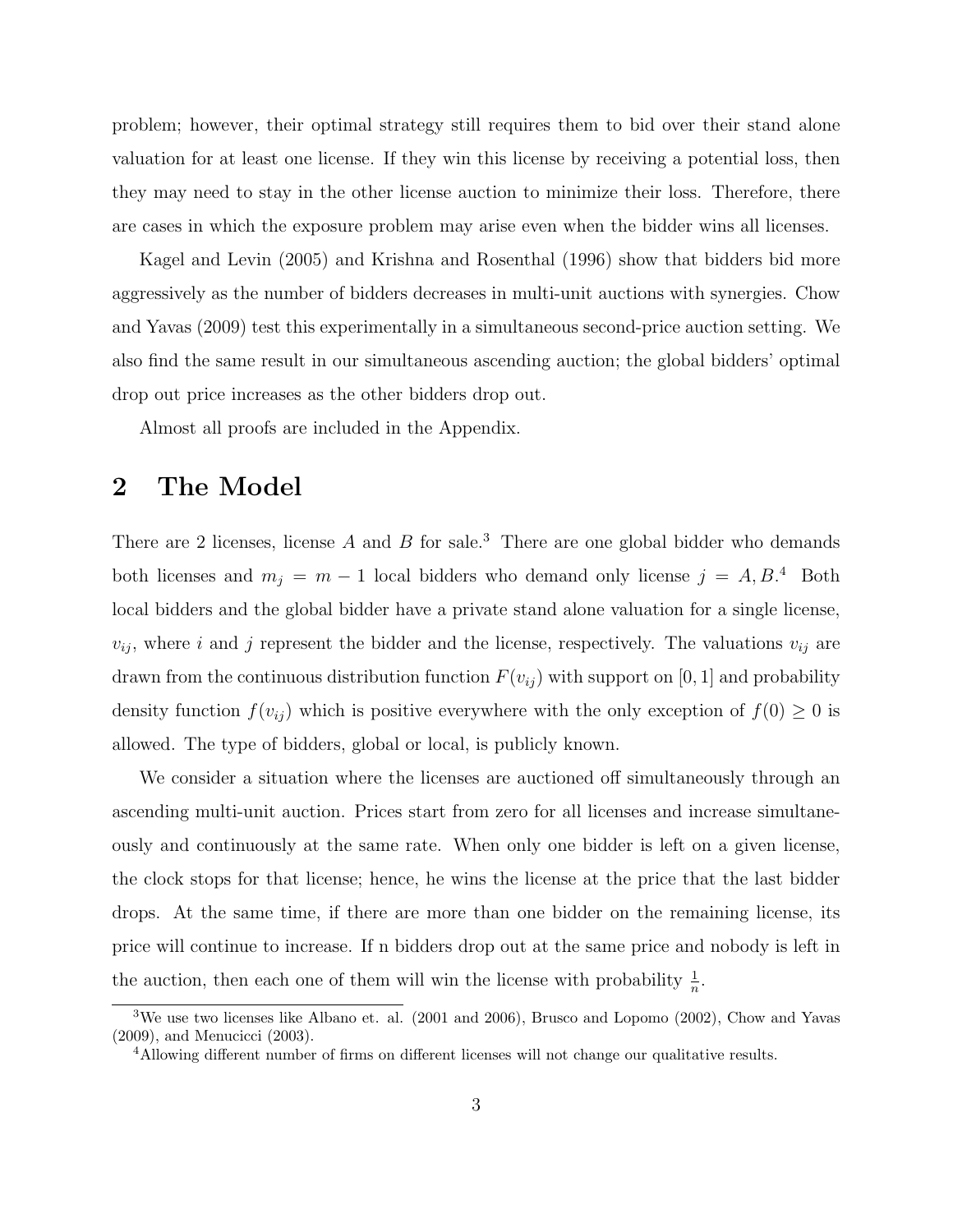problem; however, their optimal strategy still requires them to bid over their stand alone valuation for at least one license. If they win this license by receiving a potential loss, then they may need to stay in the other license auction to minimize their loss. Therefore, there are cases in which the exposure problem may arise even when the bidder wins all licenses.

Kagel and Levin (2005) and Krishna and Rosenthal (1996) show that bidders bid more aggressively as the number of bidders decreases in multi-unit auctions with synergies. Chow and Yavas (2009) test this experimentally in a simultaneous second-price auction setting. We also find the same result in our simultaneous ascending auction; the global bidders' optimal drop out price increases as the other bidders drop out.

Almost all proofs are included in the Appendix.

## 2 The Model

There are 2 licenses, license $A$ and $B$ for sale.[3] There are one global bidder who demands both licenses and $m_j = m - 1$ local bidders who demand only license $j = A, B$.[4] Both local bidders and the global bidder have a private stand alone valuation for a single license, $v_{ij}$, where $i$ and $j$ represent the bidder and the license, respectively. The valuations $v_{ij}$ are drawn from the continuous distribution function $F(v_{ij})$ with support on $[0, 1]$ and probability density function $f(v_{ij})$ which is positive everywhere with the only exception of $f(0) \geq 0$ is allowed. The type of bidders, global or local, is publicly known.

We consider a situation where the licenses are auctioned off simultaneously through an ascending multi-unit auction. Prices start from zero for all licenses and increase simultaneously and continuously at the same rate. When only one bidder is left on a given license, the clock stops for that license; hence, he wins the license at the price that the last bidder drops. At the same time, if there are more than one bidder on the remaining license, its price will continue to increase. If n bidders drop out at the same price and nobody is left in the auction, then each one of them will win the license with probability $\frac{1}{n}$.

[3] We use two licenses like Albano et. al. (2001 and 2006), Brusco and Lopomo (2002), Chow and Yavas (2009), and Menucicci (2003).

[4] Allowing different number of firms on different licenses will not change our qualitative results.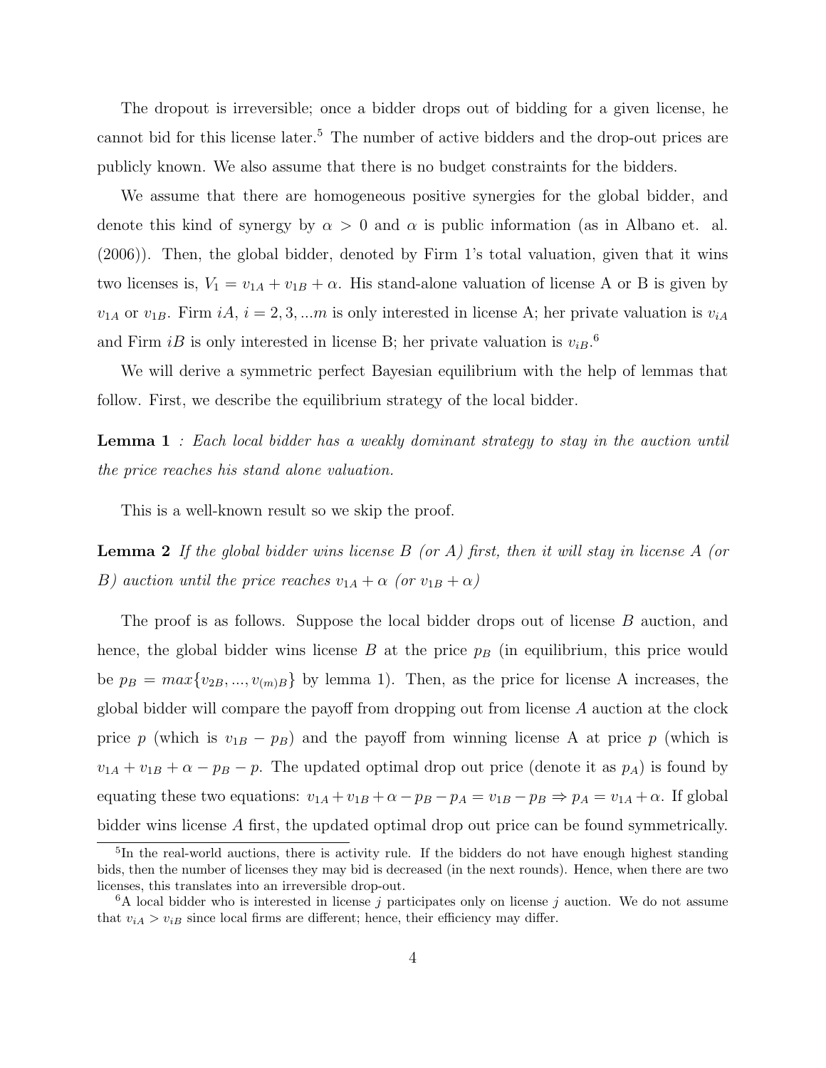The dropout is irreversible; once a bidder drops out of bidding for a given license, he cannot bid for this license later.[5] The number of active bidders and the drop-out prices are publicly known. We also assume that there is no budget constraints for the bidders.

We assume that there are homogeneous positive synergies for the global bidder, and denote this kind of synergy by $\alpha > 0$ and $\alpha$ is public information (as in Albano et. al. (2006)). Then, the global bidder, denoted by Firm 1's total valuation, given that it wins two licenses is, $V_1 = v_{1A} + v_{1B} + \alpha$. His stand-alone valuation of license A or B is given by $v_{1A}$ or $v_{1B}$. Firm $iA$, $i = 2, 3, ...m$ is only interested in license A; her private valuation is $v_{iA}$ and Firm $iB$ is only interested in license B; her private valuation is $v_{iB}$.[6]

We will derive a symmetric perfect Bayesian equilibrium with the help of lemmas that follow. First, we describe the equilibrium strategy of the local bidder.

**Lemma 1** *: Each local bidder has a weakly dominant strategy to stay in the auction until the price reaches his stand alone valuation.*

This is a well-known result so we skip the proof.

**Lemma 2** *If the global bidder wins license B (or A) first, then it will stay in license A (or B) auction until the price reaches $v_{1A} + \alpha$ (or $v_{1B} + \alpha$)*

The proof is as follows. Suppose the local bidder drops out of license $B$ auction, and hence, the global bidder wins license $B$ at the price $p_B$ (in equilibrium, this price would be $p_B = max\{v_{2B}, ..., v_{(m)B}\}$ by lemma 1). Then, as the price for license A increases, the global bidder will compare the payoff from dropping out from license $A$ auction at the clock price $p$ (which is $v_{1B} - p_B$) and the payoff from winning license A at price $p$ (which is $v_{1A} + v_{1B} + \alpha - p_B - p$. The updated optimal drop out price (denote it as $p_A$) is found by equating these two equations: $v_{1A} + v_{1B} + \alpha - p_B - p_A = v_{1B} - p_B \Rightarrow p_A = v_{1A} + \alpha$. If global bidder wins license $A$ first, the updated optimal drop out price can be found symmetrically.

---

[5] In the real-world auctions, there is activity rule. If the bidders do not have enough highest standing bids, then the number of licenses they may bid is decreased (in the next rounds). Hence, when there are two licenses, this translates into an irreversible drop-out.

[6] A local bidder who is interested in license $j$ participates only on license $j$ auction. We do not assume that $v_{iA} > v_{iB}$ since local firms are different; hence, their efficiency may differ.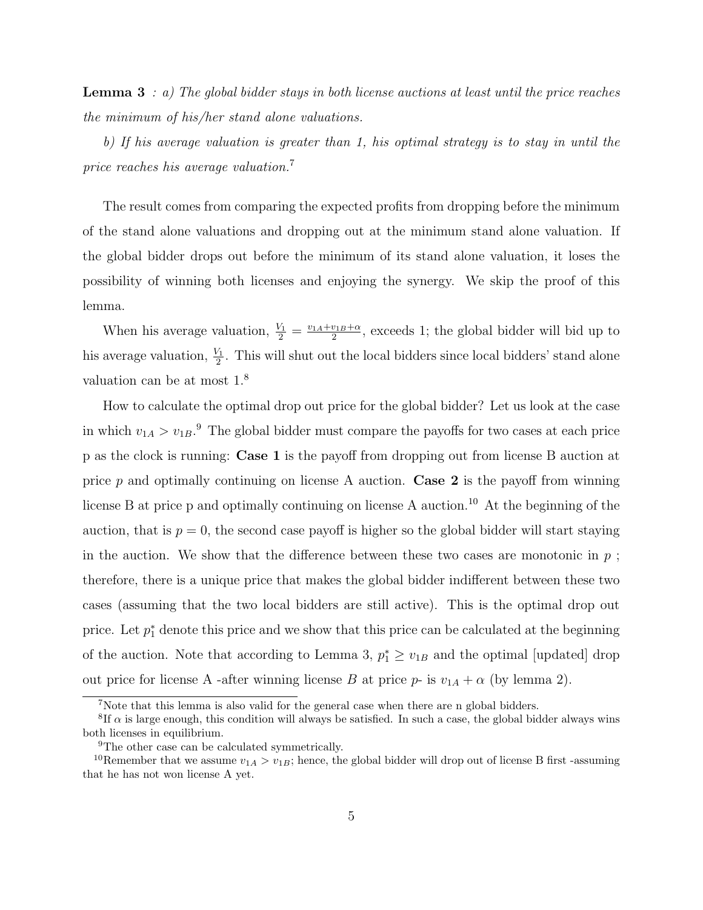**Lemma 3** *: a) The global bidder stays in both license auctions at least until the price reaches the minimum of his/her stand alone valuations.*

*b) If his average valuation is greater than 1, his optimal strategy is to stay in until the price reaches his average valuation.*[7]

The result comes from comparing the expected profits from dropping before the minimum of the stand alone valuations and dropping out at the minimum stand alone valuation. If the global bidder drops out before the minimum of its stand alone valuation, it loses the possibility of winning both licenses and enjoying the synergy. We skip the proof of this lemma.

When his average valuation, $\frac{V_1}{2} = \frac{v_{1A}+v_{1B}+\alpha}{2}$, exceeds 1; the global bidder will bid up to his average valuation, $\frac{V_1}{2}$. This will shut out the local bidders since local bidders' stand alone valuation can be at most 1.[8]

How to calculate the optimal drop out price for the global bidder? Let us look at the case in which $v_{1A} > v_{1B}$.[9] The global bidder must compare the payoffs for two cases at each price p as the clock is running: **Case 1** is the payoff from dropping out from license B auction at price $p$ and optimally continuing on license A auction. **Case 2** is the payoff from winning license B at price p and optimally continuing on license A auction.[10] At the beginning of the auction, that is $p = 0$, the second case payoff is higher so the global bidder will start staying in the auction. We show that the difference between these two cases are monotonic in $p$ ; therefore, there is a unique price that makes the global bidder indifferent between these two cases (assuming that the two local bidders are still active). This is the optimal drop out price. Let $p_1^*$ denote this price and we show that this price can be calculated at the beginning of the auction. Note that according to Lemma 3, $p_1^* \geq v_{1B}$ and the optimal [updated] drop out price for license A -after winning license $B$ at price $p$- is $v_{1A} + \alpha$ (by lemma 2).

---

[7] Note that this lemma is also valid for the general case when there are n global bidders.

[8] If $\alpha$ is large enough, this condition will always be satisfied. In such a case, the global bidder always wins both licenses in equilibrium.

[9] The other case can be calculated symmetrically.

[10] Remember that we assume $v_{1A} > v_{1B}$; hence, the global bidder will drop out of license B first -assuming that he has not won license A yet.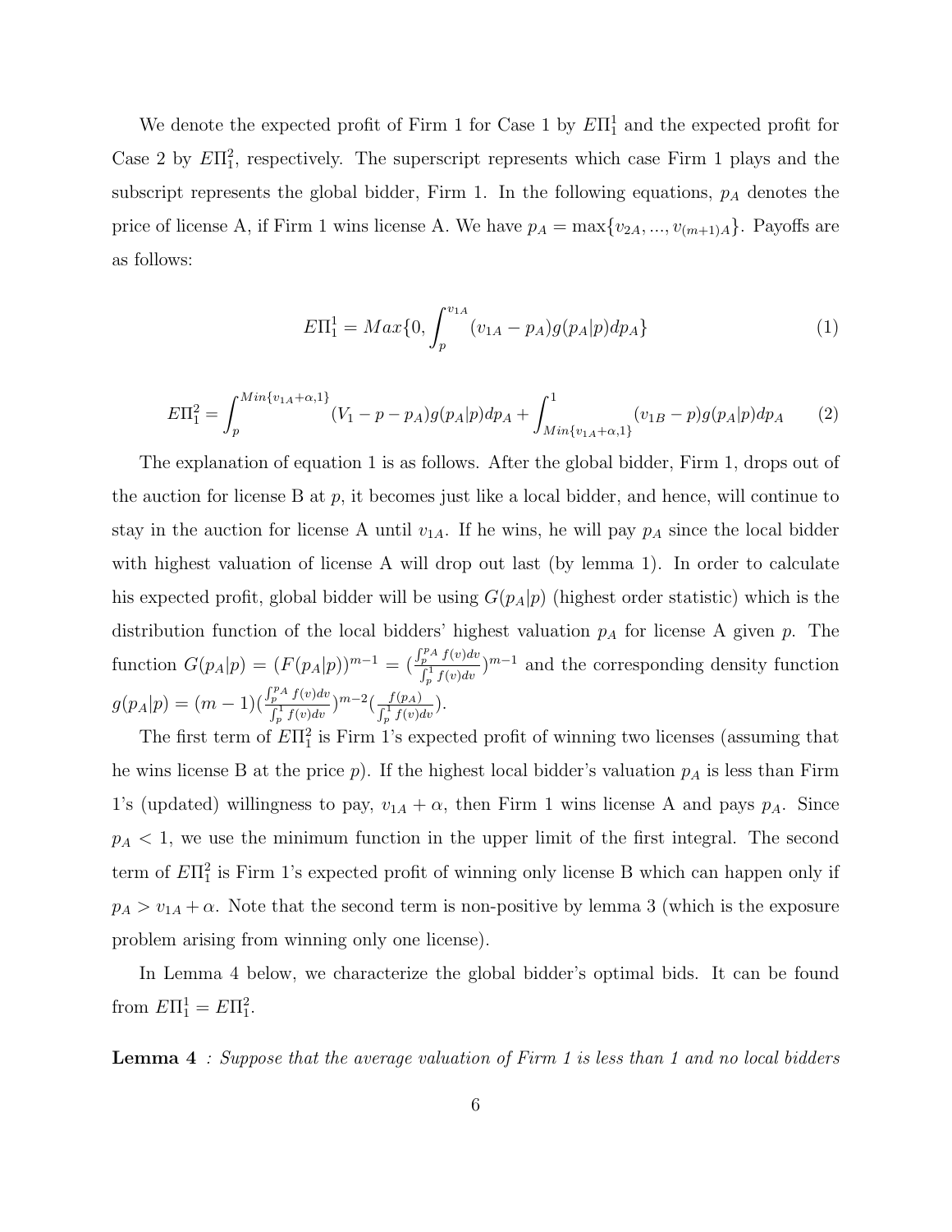We denote the expected profit of Firm 1 for Case 1 by $E\Pi_1^1$ and the expected profit for Case 2 by $E\Pi_1^2$, respectively. The superscript represents which case Firm 1 plays and the subscript represents the global bidder, Firm 1. In the following equations, $p_A$ denotes the price of license A, if Firm 1 wins license A. We have $p_A = \max\{v_{2A}, ..., v_{(m+1)A}\}$. Payoffs are as follows:

$$E\Pi_1^1 = Max\{0, \int_p^{v_{1A}} (v_{1A} - p_A) g(p_A|p) dp_A\} \tag{1}$$

$$E\Pi_1^2 = \int_p^{Min\{v_{1A}+\alpha,1\}} (V_1 - p - p_A) g(p_A|p) dp_A + \int_{Min\{v_{1A}+\alpha,1\}}^1 (v_{1B} - p) g(p_A|p) dp_A \tag{2}$$

The explanation of equation 1 is as follows. After the global bidder, Firm 1, drops out of the auction for license B at $p$, it becomes just like a local bidder, and hence, will continue to stay in the auction for license A until $v_{1A}$. If he wins, he will pay $p_A$ since the local bidder with highest valuation of license A will drop out last (by lemma 1). In order to calculate his expected profit, global bidder will be using $G(p_A|p)$ (highest order statistic) which is the distribution function of the local bidders' highest valuation $p_A$ for license A given $p$. The function $G(p_A|p) = (F(p_A|p))^{m-1} = (\frac{\int_p^{p_A} f(v)dv}{\int_p^1 f(v)dv})^{m-1}$ and the corresponding density function $g(p_A|p) = (m-1)(\frac{\int_p^{p_A} f(v)dv}{\int_p^1 f(v)dv})^{m-2}(\frac{f(p_A)}{\int_p^1 f(v)dv})$.

The first term of $E\Pi_1^2$ is Firm 1's expected profit of winning two licenses (assuming that he wins license B at the price $p$). If the highest local bidder's valuation $p_A$ is less than Firm 1's (updated) willingness to pay, $v_{1A} + \alpha$, then Firm 1 wins license A and pays $p_A$. Since $p_A < 1$, we use the minimum function in the upper limit of the first integral. The second term of $E\Pi_1^2$ is Firm 1's expected profit of winning only license B which can happen only if $p_A > v_{1A} + \alpha$. Note that the second term is non-positive by lemma 3 (which is the exposure problem arising from winning only one license).

In Lemma 4 below, we characterize the global bidder's optimal bids. It can be found from $E\Pi_1^1 = E\Pi_1^2$.

**Lemma 4** *: Suppose that the average valuation of Firm 1 is less than 1 and no local bidders*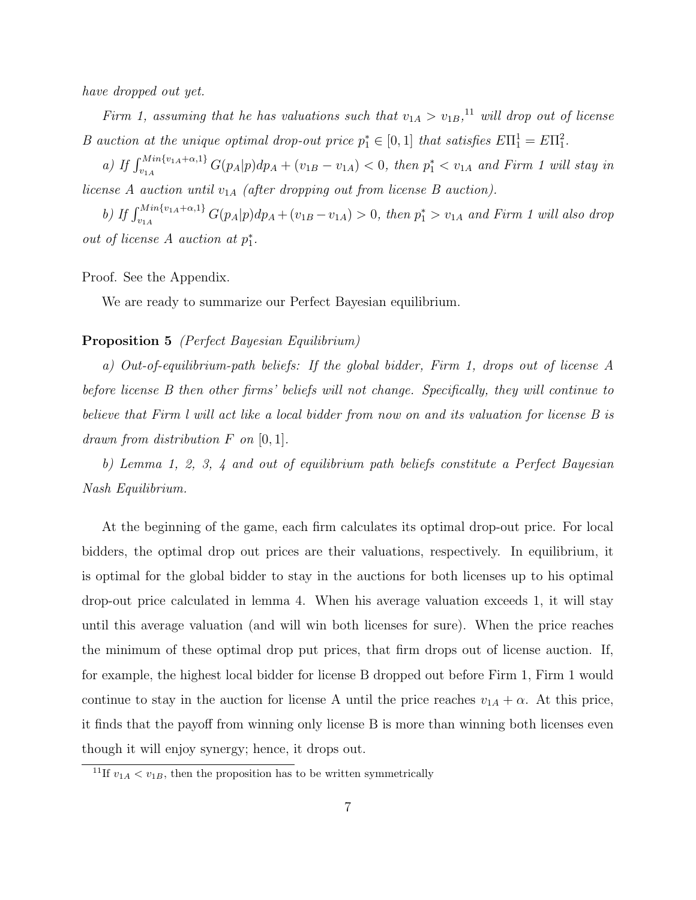*have dropped out yet.*

*Firm 1, assuming that he has valuations such that $v_{1A} > v_{1B}$,*[11] *will drop out of license B auction at the unique optimal drop-out price $p_1^* \in [0,1]$ that satisfies $E\Pi_1^1 = E\Pi_1^2$.*

*a) If $\int_{v_{1A}}^{Min\{v_{1A}+\alpha,1\}} G(p_A|p)dp_A + (v_{1B} - v_{1A}) < 0$, then $p_1^* < v_{1A}$ and Firm 1 will stay in license A auction until $v_{1A}$ (after dropping out from license B auction).*

*b) If $\int_{v_{1A}}^{Min\{v_{1A}+\alpha,1\}} G(p_A|p)dp_A + (v_{1B} - v_{1A}) > 0$, then $p_1^* > v_{1A}$ and Firm 1 will also drop out of license A auction at $p_1^*$.*

Proof. See the Appendix.

We are ready to summarize our Perfect Bayesian equilibrium.

**Proposition 5** *(Perfect Bayesian Equilibrium)*

*a) Out-of-equilibrium-path beliefs: If the global bidder, Firm 1, drops out of license A before license B then other firms' beliefs will not change. Specifically, they will continue to believe that Firm l will act like a local bidder from now on and its valuation for license B is drawn from distribution F on [0, 1].*

*b) Lemma 1, 2, 3, 4 and out of equilibrium path beliefs constitute a Perfect Bayesian Nash Equilibrium.*

At the beginning of the game, each firm calculates its optimal drop-out price. For local bidders, the optimal drop out prices are their valuations, respectively. In equilibrium, it is optimal for the global bidder to stay in the auctions for both licenses up to his optimal drop-out price calculated in lemma 4. When his average valuation exceeds 1, it will stay until this average valuation (and will win both licenses for sure). When the price reaches the minimum of these optimal drop put prices, that firm drops out of license auction. If, for example, the highest local bidder for license B dropped out before Firm 1, Firm 1 would continue to stay in the auction for license A until the price reaches $v_{1A} + \alpha$. At this price, it finds that the payoff from winning only license B is more than winning both licenses even though it will enjoy synergy; hence, it drops out.

[11] If $v_{1A} < v_{1B}$, then the proposition has to be written symmetrically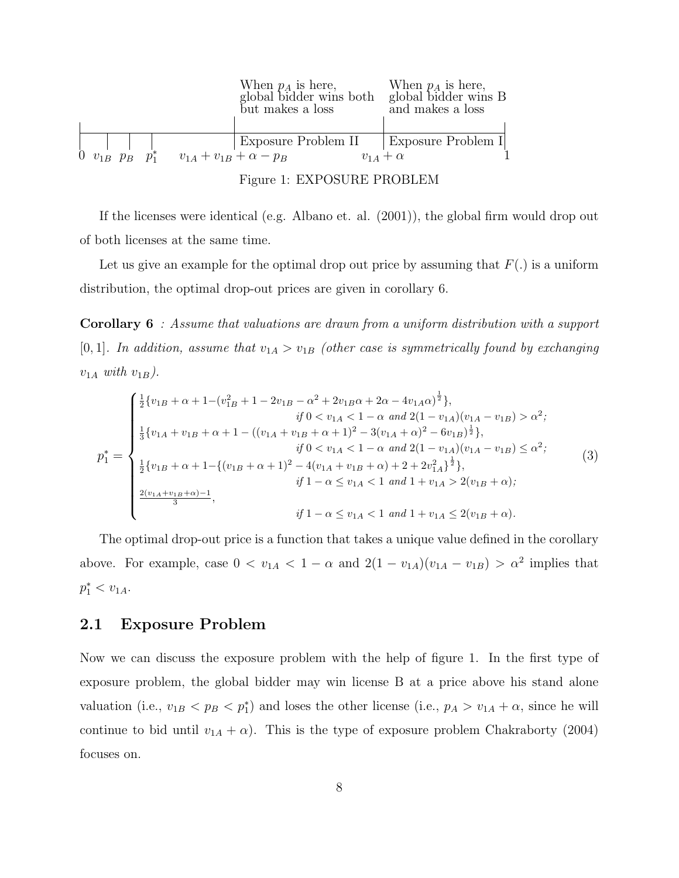| | | When $p_A$ is here, global bidder wins both but makes a loss | When $p_A$ is here, global bidder wins B and makes a loss |
|---|---|---|---|
| | | Exposure Problem II | Exposure Problem I |
| $0$ | $v_{1B}$ $p_B$ $p_1^*$ | $v_{1A}+v_{1B}+\alpha-p_B$ | $v_{1A}+\alpha$ $\quad$ $1$ |

Figure 1: EXPOSURE PROBLEM

If the licenses were identical (e.g. Albano et. al. (2001)), the global firm would drop out of both licenses at the same time.

Let us give an example for the optimal drop out price by assuming that $F(.)$ is a uniform distribution, the optimal drop-out prices are given in corollary 6.

**Corollary 6** *: Assume that valuations are drawn from a uniform distribution with a support* $[0,1]$*. In addition, assume that* $v_{1A} > v_{1B}$ *(other case is symmetrically found by exchanging* $v_{1A}$ *with* $v_{1B}$*).*

$$p_1^* = \begin{cases} \frac{1}{2}\{v_{1B}+\alpha+1-(v_{1B}^2+1-2v_{1B}-\alpha^2+2v_{1B}\alpha+2\alpha-4v_{1A}\alpha)^{\frac{1}{2}}\}, \\ \qquad\qquad if\ 0 < v_{1A} < 1-\alpha \ and\ 2(1-v_{1A})(v_{1A}-v_{1B}) > \alpha^2; \\ \frac{1}{3}\{v_{1A}+v_{1B}+\alpha+1-((v_{1A}+v_{1B}+\alpha+1)^2-3(v_{1A}+\alpha)^2-6v_{1B})^{\frac{1}{2}}\}, \\ \qquad\qquad if\ 0 < v_{1A} < 1-\alpha \ and\ 2(1-v_{1A})(v_{1A}-v_{1B}) \le \alpha^2; \\ \frac{1}{2}\{v_{1B}+\alpha+1-\{(v_{1B}+\alpha+1)^2-4(v_{1A}+v_{1B}+\alpha)+2+2v_{1A}^2\}^{\frac{1}{2}}\}, \\ \qquad\qquad if\ 1-\alpha \le v_{1A} < 1 \ and\ 1+v_{1A} > 2(v_{1B}+\alpha); \\ \frac{2(v_{1A}+v_{1B}+\alpha)-1}{3}, \\ \qquad\qquad if\ 1-\alpha \le v_{1A} < 1 \ and\ 1+v_{1A} \le 2(v_{1B}+\alpha). \end{cases} \tag{3}$$

The optimal drop-out price is a function that takes a unique value defined in the corollary above. For example, case $0 < v_{1A} < 1-\alpha$ and $2(1-v_{1A})(v_{1A}-v_{1B}) > \alpha^2$ implies that $p_1^* < v_{1A}$.

## 2.1 Exposure Problem

Now we can discuss the exposure problem with the help of figure 1. In the first type of exposure problem, the global bidder may win license B at a price above his stand alone valuation (i.e., $v_{1B} < p_B < p_1^*$) and loses the other license (i.e., $p_A > v_{1A}+\alpha$, since he will continue to bid until $v_{1A}+\alpha$). This is the type of exposure problem Chakraborty (2004) focuses on.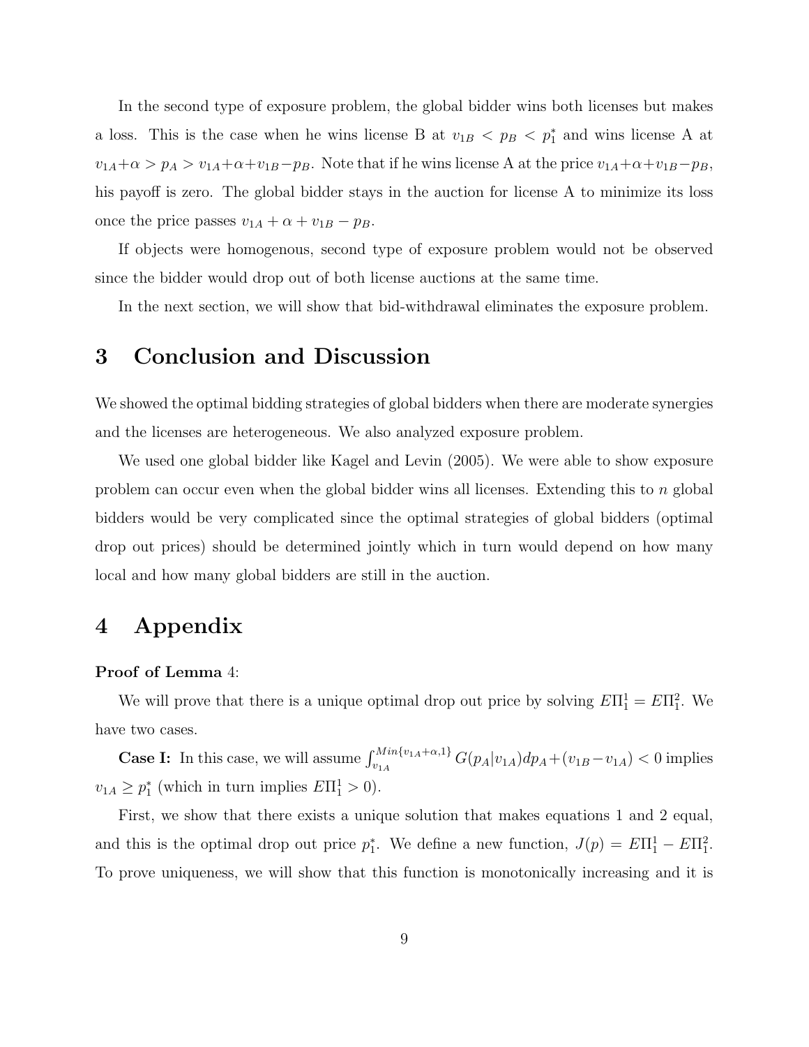In the second type of exposure problem, the global bidder wins both licenses but makes a loss. This is the case when he wins license B at $v_{1B} < p_B < p_1^*$ and wins license A at $v_{1A}+\alpha > p_A > v_{1A}+\alpha+v_{1B}-p_B$. Note that if he wins license A at the price $v_{1A}+\alpha+v_{1B}-p_B$, his payoff is zero. The global bidder stays in the auction for license A to minimize its loss once the price passes $v_{1A}+\alpha+v_{1B}-p_B$.

If objects were homogenous, second type of exposure problem would not be observed since the bidder would drop out of both license auctions at the same time.

In the next section, we will show that bid-withdrawal eliminates the exposure problem.

# 3 Conclusion and Discussion

We showed the optimal bidding strategies of global bidders when there are moderate synergies and the licenses are heterogeneous. We also analyzed exposure problem.

We used one global bidder like Kagel and Levin (2005). We were able to show exposure problem can occur even when the global bidder wins all licenses. Extending this to $n$ global bidders would be very complicated since the optimal strategies of global bidders (optimal drop out prices) should be determined jointly which in turn would depend on how many local and how many global bidders are still in the auction.

# 4 Appendix

**Proof of Lemma** 4:

We will prove that there is a unique optimal drop out price by solving $E\Pi_1^1 = E\Pi_1^2$. We have two cases.

**Case I:** In this case, we will assume $\int_{v_{1A}}^{Min\{v_{1A}+\alpha,1\}} G(p_A|v_{1A})dp_A+(v_{1B}-v_{1A})<0$ implies $v_{1A} \geq p_1^*$ (which in turn implies $E\Pi_1^1 > 0$).

First, we show that there exists a unique solution that makes equations 1 and 2 equal, and this is the optimal drop out price $p_1^*$. We define a new function, $J(p) = E\Pi_1^1 - E\Pi_1^2$. To prove uniqueness, we will show that this function is monotonically increasing and it is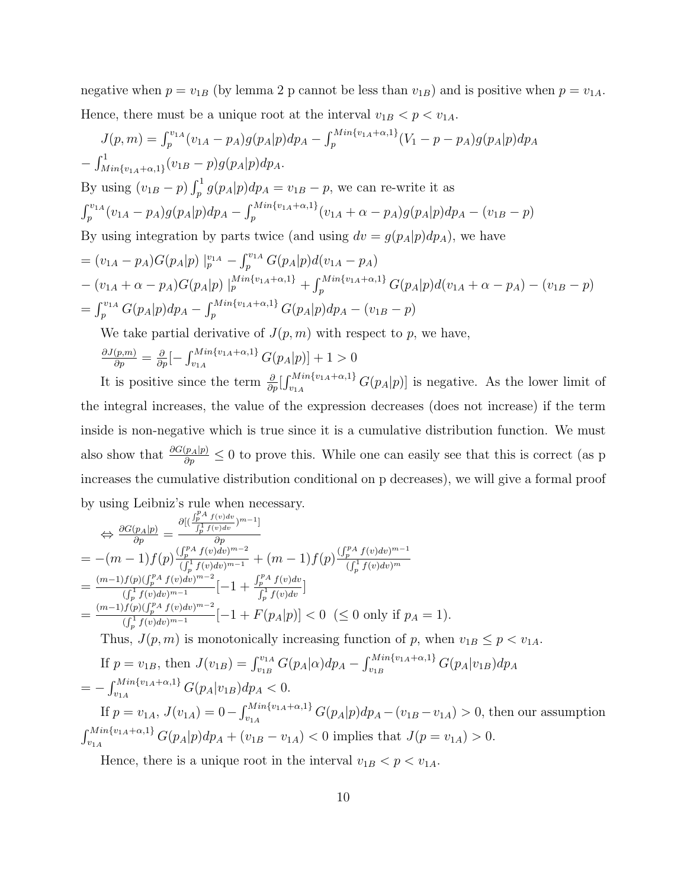negative when $p = v_{1B}$ (by lemma 2 p cannot be less than $v_{1B}$) and is positive when $p = v_{1A}$. Hence, there must be a unique root at the interval $v_{1B} < p < v_{1A}$.

$J(p,m) = \int_p^{v_{1A}} (v_{1A} - p_A) g(p_A|p) dp_A - \int_p^{Min\{v_{1A}+\alpha,1\}} (V_1 - p - p_A) g(p_A|p) dp_A$
$- \int_{Min\{v_{1A}+\alpha,1\}}^1 (v_{1B} - p) g(p_A|p) dp_A.$

By using $(v_{1B} - p)\int_p^1 g(p_A|p) dp_A = v_{1B} - p$, we can re-write it as

$\int_p^{v_{1A}} (v_{1A} - p_A) g(p_A|p) dp_A - \int_p^{Min\{v_{1A}+\alpha,1\}} (v_{1A} + \alpha - p_A) g(p_A|p) dp_A - (v_{1B} - p)$

By using integration by parts twice (and using $dv = g(p_A|p)dp_A$), we have

$= (v_{1A} - p_A) G(p_A|p) \mid_p^{v_{1A}} - \int_p^{v_{1A}} G(p_A|p) d(v_{1A} - p_A)$
$- (v_{1A} + \alpha - p_A) G(p_A|p) \mid_p^{Min\{v_{1A}+\alpha,1\}} + \int_p^{Min\{v_{1A}+\alpha,1\}} G(p_A|p) d(v_{1A} + \alpha - p_A) - (v_{1B} - p)$
$= \int_p^{v_{1A}} G(p_A|p) dp_A - \int_p^{Min\{v_{1A}+\alpha,1\}} G(p_A|p) dp_A - (v_{1B} - p)$

We take partial derivative of $J(p,m)$ with respect to $p$, we have,

$\frac{\partial J(p,m)}{\partial p} = \frac{\partial}{\partial p}[-\int_{v_{1A}}^{Min\{v_{1A}+\alpha,1\}} G(p_A|p)] + 1 > 0$

It is positive since the term $\frac{\partial}{\partial p}[\int_{v_{1A}}^{Min\{v_{1A}+\alpha,1\}} G(p_A|p)]$ is negative. As the lower limit of the integral increases, the value of the expression decreases (does not increase) if the term inside is non-negative which is true since it is a cumulative distribution function. We must also show that $\frac{\partial G(p_A|p)}{\partial p} \leq 0$ to prove this. While one can easily see that this is correct (as p increases the cumulative distribution conditional on p decreases), we will give a formal proof by using Leibniz's rule when necessary.

$\Leftrightarrow \frac{\partial G(p_A|p)}{\partial p} = \frac{\partial [(\frac{\int_p^{p_A} f(v)dv}{\int_p^1 f(v)dv})^{m-1}]}{\partial p}$
$= -(m-1) f(p) \frac{(\int_p^{p_A} f(v)dv)^{m-2}}{(\int_p^1 f(v)dv)^{m-1}} + (m-1) f(p) \frac{(\int_p^{p_A} f(v)dv)^{m-1}}{(\int_p^1 f(v)dv)^{m}}$
$= \frac{(m-1) f(p) (\int_p^{p_A} f(v)dv)^{m-2}}{(\int_p^1 f(v)dv)^{m-1}} [-1 + \frac{\int_p^{p_A} f(v)dv}{\int_p^1 f(v)dv}]$
$= \frac{(m-1) f(p) (\int_p^{p_A} f(v)dv)^{m-2}}{(\int_p^1 f(v)dv)^{m-1}} [-1 + F(p_A|p)] < 0$ ($\leq 0$ only if $p_A = 1$).

Thus, $J(p,m)$ is monotonically increasing function of $p$, when $v_{1B} \leq p < v_{1A}$.

If $p = v_{1B}$, then $J(v_{1B}) = \int_{v_{1B}}^{v_{1A}} G(p_A|\alpha) dp_A - \int_{v_{1B}}^{Min\{v_{1A}+\alpha,1\}} G(p_A|v_{1B}) dp_A$
$= -\int_{v_{1A}}^{Min\{v_{1A}+\alpha,1\}} G(p_A|v_{1B}) dp_A < 0.$

If $p = v_{1A}$, $J(v_{1A}) = 0 - \int_{v_{1A}}^{Min\{v_{1A}+\alpha,1\}} G(p_A|p) dp_A - (v_{1B} - v_{1A}) > 0$, then our assumption $\int_{v_{1A}}^{Min\{v_{1A}+\alpha,1\}} G(p_A|p) dp_A + (v_{1B} - v_{1A}) < 0$ implies that $J(p = v_{1A}) > 0$.

Hence, there is a unique root in the interval $v_{1B} < p < v_{1A}$.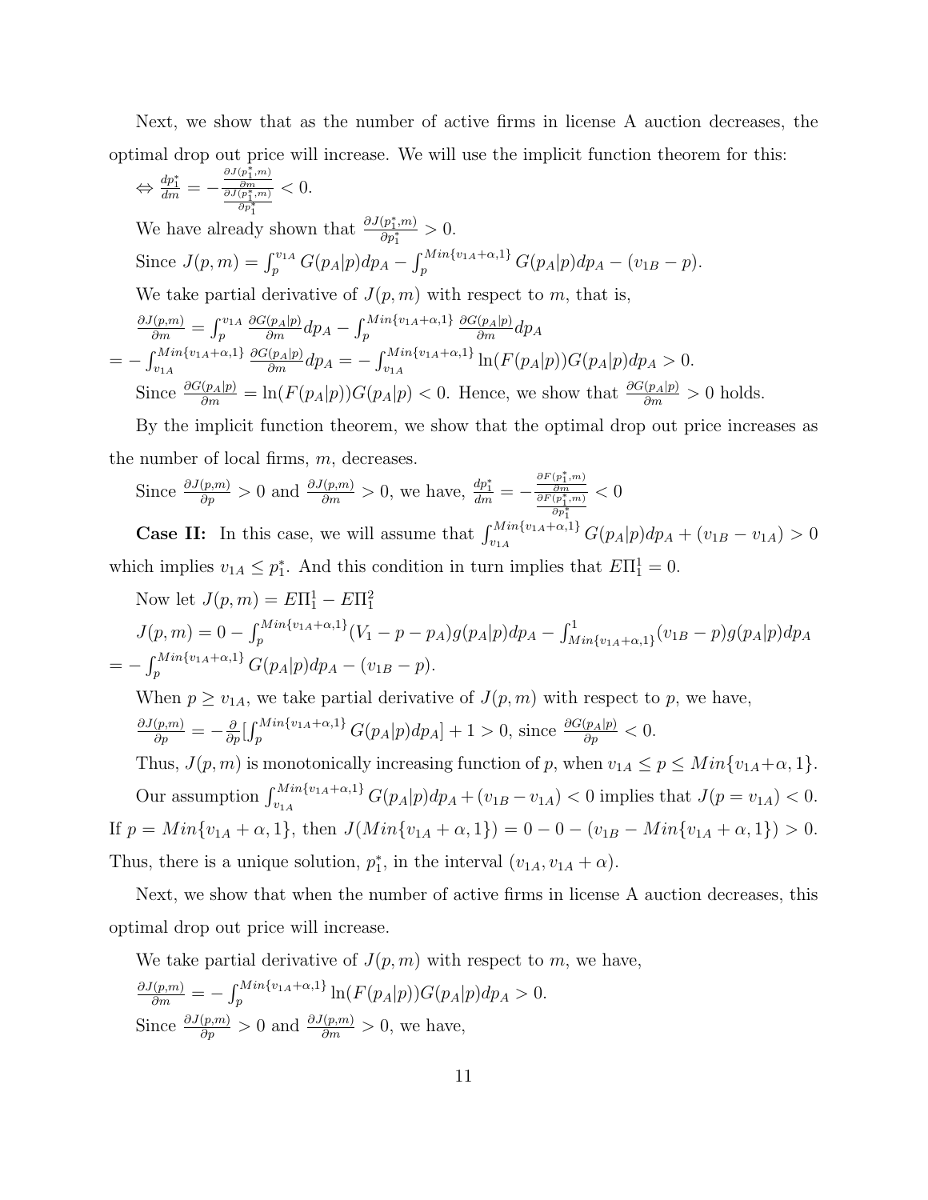Next, we show that as the number of active firms in license A auction decreases, the optimal drop out price will increase. We will use the implicit function theorem for this:

$\Leftrightarrow \frac{dp_1^*}{dm} = -\frac{\frac{\partial J(p_1^*,m)}{\partial m}}{\frac{\partial J(p_1^*,m)}{\partial p_1^*}} < 0.$

We have already shown that $\frac{\partial J(p_1^*,m)}{\partial p_1^*} > 0.$

Since $J(p,m) = \int_p^{v_{1A}} G(p_A|p)dp_A - \int_p^{Min\{v_{1A}+\alpha,1\}} G(p_A|p)dp_A - (v_{1B} - p).$

We take partial derivative of $J(p,m)$ with respect to $m$, that is,

$\frac{\partial J(p,m)}{\partial m} = \int_p^{v_{1A}} \frac{\partial G(p_A|p)}{\partial m}dp_A - \int_p^{Min\{v_{1A}+\alpha,1\}} \frac{\partial G(p_A|p)}{\partial m}dp_A$

$= -\int_{v_{1A}}^{Min\{v_{1A}+\alpha,1\}} \frac{\partial G(p_A|p)}{\partial m}dp_A = -\int_{v_{1A}}^{Min\{v_{1A}+\alpha,1\}} \ln(F(p_A|p))G(p_A|p)dp_A > 0.$

Since $\frac{\partial G(p_A|p)}{\partial m} = \ln(F(p_A|p))G(p_A|p) < 0$. Hence, we show that $\frac{\partial G(p_A|p)}{\partial m} > 0$ holds.

By the implicit function theorem, we show that the optimal drop out price increases as the number of local firms, $m$, decreases.

Since $\frac{\partial J(p,m)}{\partial p} > 0$ and $\frac{\partial J(p,m)}{\partial m} > 0$, we have, $\frac{dp_1^*}{dm} = -\frac{\frac{\partial F(p_1^*,m)}{\partial m}}{\frac{\partial F(p_1^*,m)}{\partial p_1^*}} < 0$

**Case II:** In this case, we will assume that $\int_{v_{1A}}^{Min\{v_{1A}+\alpha,1\}} G(p_A|p)dp_A + (v_{1B} - v_{1A}) > 0$ which implies $v_{1A} \leq p_1^*$. And this condition in turn implies that $E\Pi_1^1 = 0$.

Now let $J(p,m) = E\Pi_1^1 - E\Pi_1^2$

$J(p,m) = 0 - \int_p^{Min\{v_{1A}+\alpha,1\}}(V_1 - p - p_A)g(p_A|p)dp_A - \int_{Min\{v_{1A}+\alpha,1\}}^1 (v_{1B} - p)g(p_A|p)dp_A$

$= -\int_p^{Min\{v_{1A}+\alpha,1\}} G(p_A|p)dp_A - (v_{1B} - p).$

When $p \geq v_{1A}$, we take partial derivative of $J(p,m)$ with respect to $p$, we have,

$\frac{\partial J(p,m)}{\partial p} = -\frac{\partial}{\partial p}[\int_p^{Min\{v_{1A}+\alpha,1\}} G(p_A|p)dp_A] + 1 > 0$, since $\frac{\partial G(p_A|p)}{\partial p} < 0$.

Thus, $J(p,m)$ is monotonically increasing function of $p$, when $v_{1A} \leq p \leq Min\{v_{1A}+\alpha,1\}$.

Our assumption $\int_{v_{1A}}^{Min\{v_{1A}+\alpha,1\}} G(p_A|p)dp_A + (v_{1B} - v_{1A}) < 0$ implies that $J(p = v_{1A}) < 0$. If $p = Min\{v_{1A}+\alpha,1\}$, then $J(Min\{v_{1A}+\alpha,1\}) = 0 - 0 - (v_{1B} - Min\{v_{1A}+\alpha,1\}) > 0$. Thus, there is a unique solution, $p_1^*$, in the interval $(v_{1A}, v_{1A}+\alpha)$.

Next, we show that when the number of active firms in license A auction decreases, this optimal drop out price will increase.

We take partial derivative of $J(p,m)$ with respect to $m$, we have,

$\frac{\partial J(p,m)}{\partial m} = -\int_p^{Min\{v_{1A}+\alpha,1\}} \ln(F(p_A|p))G(p_A|p)dp_A > 0.$

Since $\frac{\partial J(p,m)}{\partial p} > 0$ and $\frac{\partial J(p,m)}{\partial m} > 0$, we have,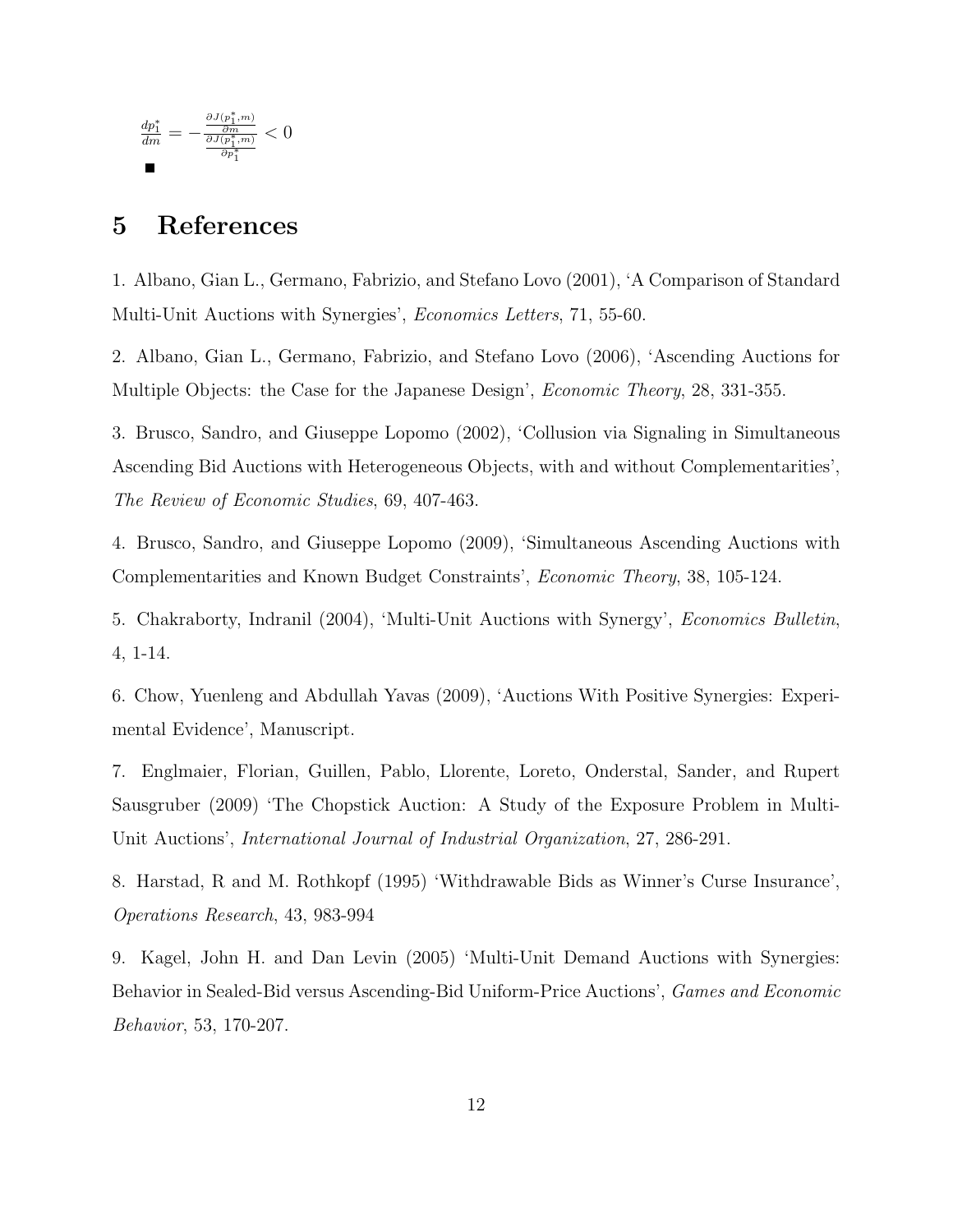$$\frac{dp_1^*}{dm} = -\frac{\frac{\partial J(p_1^*, m)}{\partial m}}{\frac{\partial J(p_1^*, m)}{\partial p_1^*}} < 0$$

■

# 5 References

1. Albano, Gian L., Germano, Fabrizio, and Stefano Lovo (2001), 'A Comparison of Standard Multi-Unit Auctions with Synergies', *Economics Letters*, 71, 55-60.

2. Albano, Gian L., Germano, Fabrizio, and Stefano Lovo (2006), 'Ascending Auctions for Multiple Objects: the Case for the Japanese Design', *Economic Theory*, 28, 331-355.

3. Brusco, Sandro, and Giuseppe Lopomo (2002), 'Collusion via Signaling in Simultaneous Ascending Bid Auctions with Heterogeneous Objects, with and without Complementarities', *The Review of Economic Studies*, 69, 407-463.

4. Brusco, Sandro, and Giuseppe Lopomo (2009), 'Simultaneous Ascending Auctions with Complementarities and Known Budget Constraints', *Economic Theory*, 38, 105-124.

5. Chakraborty, Indranil (2004), 'Multi-Unit Auctions with Synergy', *Economics Bulletin*, 4, 1-14.

6. Chow, Yuenleng and Abdullah Yavas (2009), 'Auctions With Positive Synergies: Experimental Evidence', Manuscript.

7. Englmaier, Florian, Guillen, Pablo, Llorente, Loreto, Onderstal, Sander, and Rupert Sausgruber (2009) 'The Chopstick Auction: A Study of the Exposure Problem in Multi-Unit Auctions', *International Journal of Industrial Organization*, 27, 286-291.

8. Harstad, R and M. Rothkopf (1995) 'Withdrawable Bids as Winner's Curse Insurance', *Operations Research*, 43, 983-994

9. Kagel, John H. and Dan Levin (2005) 'Multi-Unit Demand Auctions with Synergies: Behavior in Sealed-Bid versus Ascending-Bid Uniform-Price Auctions', *Games and Economic Behavior*, 53, 170-207.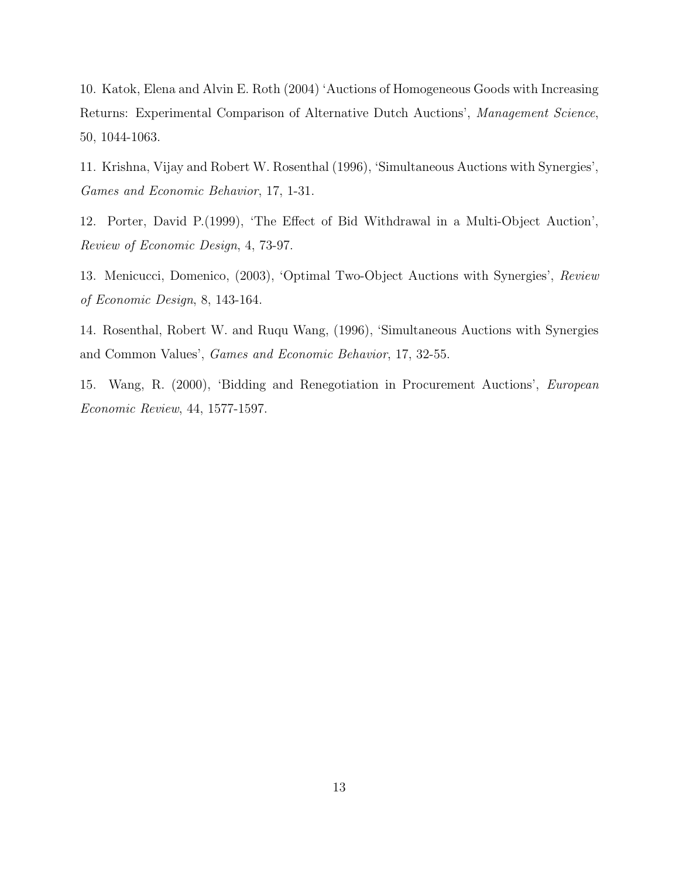10. Katok, Elena and Alvin E. Roth (2004) 'Auctions of Homogeneous Goods with Increasing Returns: Experimental Comparison of Alternative Dutch Auctions', *Management Science*, 50, 1044-1063.

11. Krishna, Vijay and Robert W. Rosenthal (1996), 'Simultaneous Auctions with Synergies', *Games and Economic Behavior*, 17, 1-31.

12. Porter, David P.(1999), 'The Effect of Bid Withdrawal in a Multi-Object Auction', *Review of Economic Design*, 4, 73-97.

13. Menicucci, Domenico, (2003), 'Optimal Two-Object Auctions with Synergies', *Review of Economic Design*, 8, 143-164.

14. Rosenthal, Robert W. and Ruqu Wang, (1996), 'Simultaneous Auctions with Synergies and Common Values', *Games and Economic Behavior*, 17, 32-55.

15. Wang, R. (2000), 'Bidding and Renegotiation in Procurement Auctions', *European Economic Review*, 44, 1577-1597.